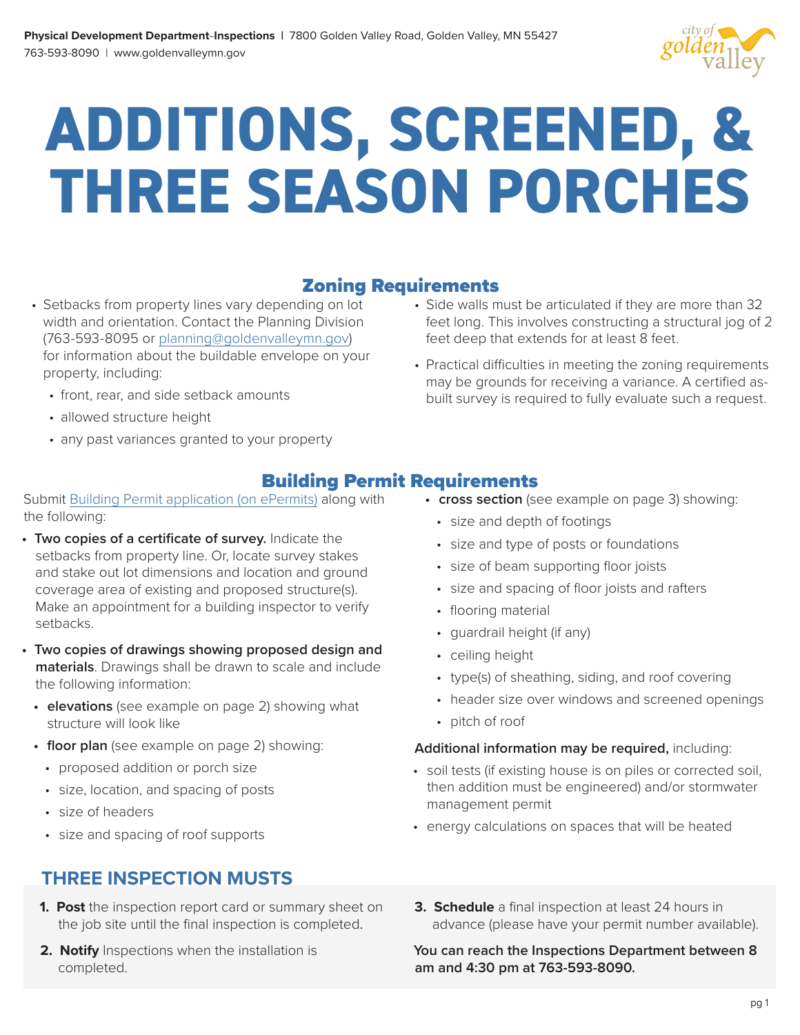**Physical Development Department–Inspections** | 7800 Golden Valley Road, Golden Valley, MN 55427
763-593-8090 | www.goldenvalleymn.gov

# ADDITIONS, SCREENED, & THREE SEASON PORCHES

## Zoning Requirements

- Setbacks from property lines vary depending on lot width and orientation. Contact the Planning Division (763-593-8095 or planning@goldenvalleymn.gov) for information about the buildable envelope on your property, including:
  - front, rear, and side setback amounts
  - allowed structure height
  - any past variances granted to your property
- Side walls must be articulated if they are more than 32 feet long. This involves constructing a structural jog of 2 feet deep that extends for at least 8 feet.
- Practical difficulties in meeting the zoning requirements may be grounds for receiving a variance. A certified as-built survey is required to fully evaluate such a request.

## Building Permit Requirements

Submit Building Permit application (on ePermits) along with the following:

- **Two copies of a certificate of survey.** Indicate the setbacks from property line. Or, locate survey stakes and stake out lot dimensions and location and ground coverage area of existing and proposed structure(s). Make an appointment for a building inspector to verify setbacks.
- **Two copies of drawings showing proposed design and materials**. Drawings shall be drawn to scale and include the following information:
  - **elevations** (see example on page 2) showing what structure will look like
  - **floor plan** (see example on page 2) showing:
    - proposed addition or porch size
    - size, location, and spacing of posts
    - size of headers
    - size and spacing of roof supports
  - **cross section** (see example on page 3) showing:
    - size and depth of footings
    - size and type of posts or foundations
    - size of beam supporting floor joists
    - size and spacing of floor joists and rafters
    - flooring material
    - guardrail height (if any)
    - ceiling height
    - type(s) of sheathing, siding, and roof covering
    - header size over windows and screened openings
    - pitch of roof

**Additional information may be required,** including:

- soil tests (if existing house is on piles or corrected soil, then addition must be engineered) and/or stormwater management permit
- energy calculations on spaces that will be heated

## THREE INSPECTION MUSTS

1. **Post** the inspection report card or summary sheet on the job site until the final inspection is completed.
2. **Notify** Inspections when the installation is completed.
3. **Schedule** a final inspection at least 24 hours in advance (please have your permit number available).

**You can reach the Inspections Department between 8 am and 4:30 pm at 763-593-8090.**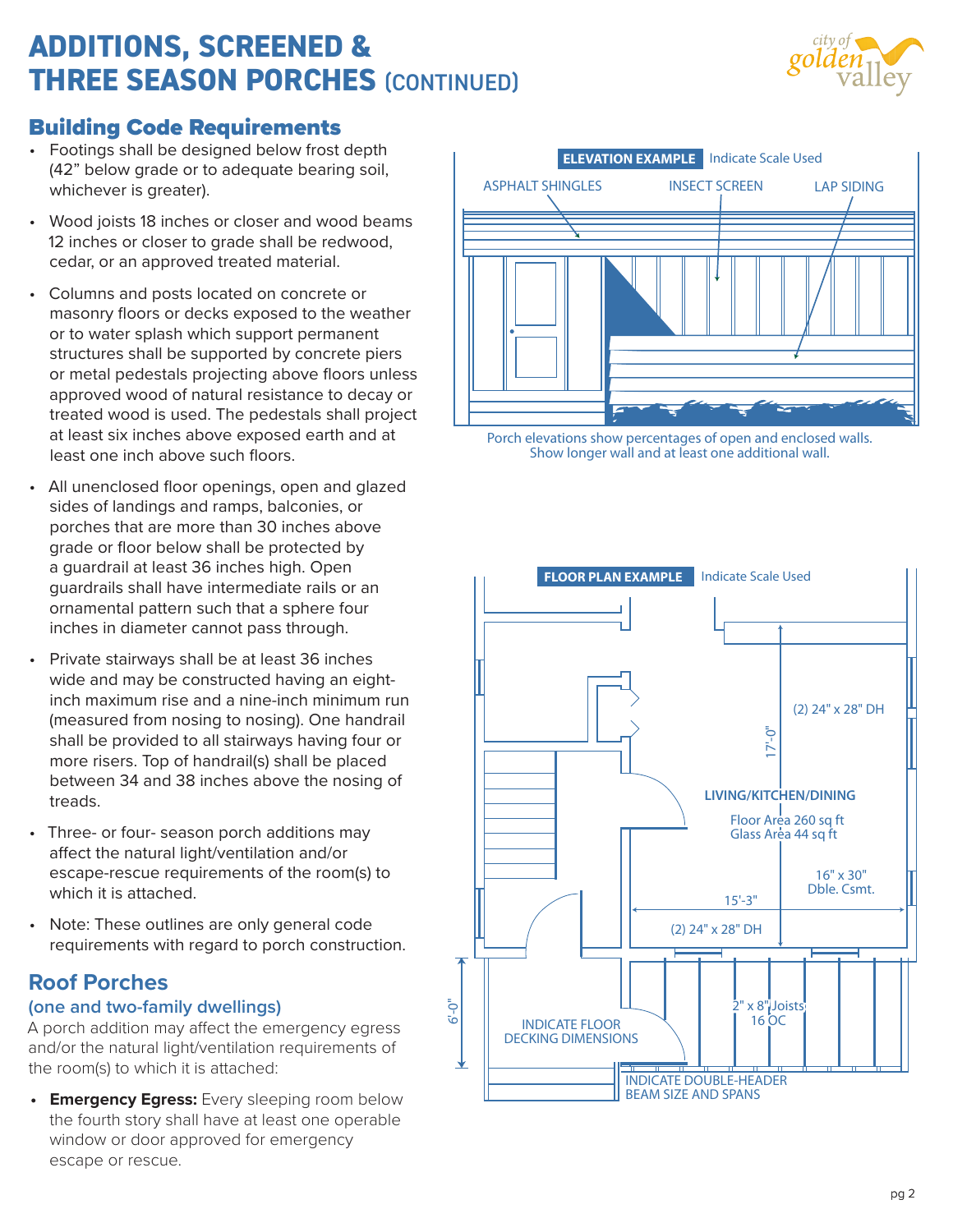# ADDITIONS, SCREENED & THREE SEASON PORCHES (CONTINUED)

## Building Code Requirements

- Footings shall be designed below frost depth (42" below grade or to adequate bearing soil, whichever is greater).
- Wood joists 18 inches or closer and wood beams 12 inches or closer to grade shall be redwood, cedar, or an approved treated material.
- Columns and posts located on concrete or masonry floors or decks exposed to the weather or to water splash which support permanent structures shall be supported by concrete piers or metal pedestals projecting above floors unless approved wood of natural resistance to decay or treated wood is used. The pedestals shall project at least six inches above exposed earth and at least one inch above such floors.
- All unenclosed floor openings, open and glazed sides of landings and ramps, balconies, or porches that are more than 30 inches above grade or floor below shall be protected by a guardrail at least 36 inches high. Open guardrails shall have intermediate rails or an ornamental pattern such that a sphere four inches in diameter cannot pass through.
- Private stairways shall be at least 36 inches wide and may be constructed having an eight-inch maximum rise and a nine-inch minimum run (measured from nosing to nosing). One handrail shall be provided to all stairways having four or more risers. Top of handrail(s) shall be placed between 34 and 38 inches above the nosing of treads.
- Three- or four- season porch additions may affect the natural light/ventilation and/or escape-rescue requirements of the room(s) to which it is attached.
- Note: These outlines are only general code requirements with regard to porch construction.

## Roof Porches

### (one and two-family dwellings)

A porch addition may affect the emergency egress and/or the natural light/ventilation requirements of the room(s) to which it is attached:

- **Emergency Egress:** Every sleeping room below the fourth story shall have at least one operable window or door approved for emergency escape or rescue.

**ELEVATION EXAMPLE** Indicate Scale Used

ASPHALT SHINGLES — INSECT SCREEN — LAP SIDING

Porch elevations show percentages of open and enclosed walls. Show longer wall and at least one additional wall.

**FLOOR PLAN EXAMPLE** Indicate Scale Used

(2) 24" x 28" DH
17'-0"
LIVING/KITCHEN/DINING
Floor Area 260 sq ft
Glass Area 44 sq ft
16" x 30" Dble. Csmt.
15'-3"
(2) 24" x 28" DH
6'-0"
INDICATE FLOOR DECKING DIMENSIONS
2" x 8" Joists 16 OC
INDICATE DOUBLE-HEADER BEAM SIZE AND SPANS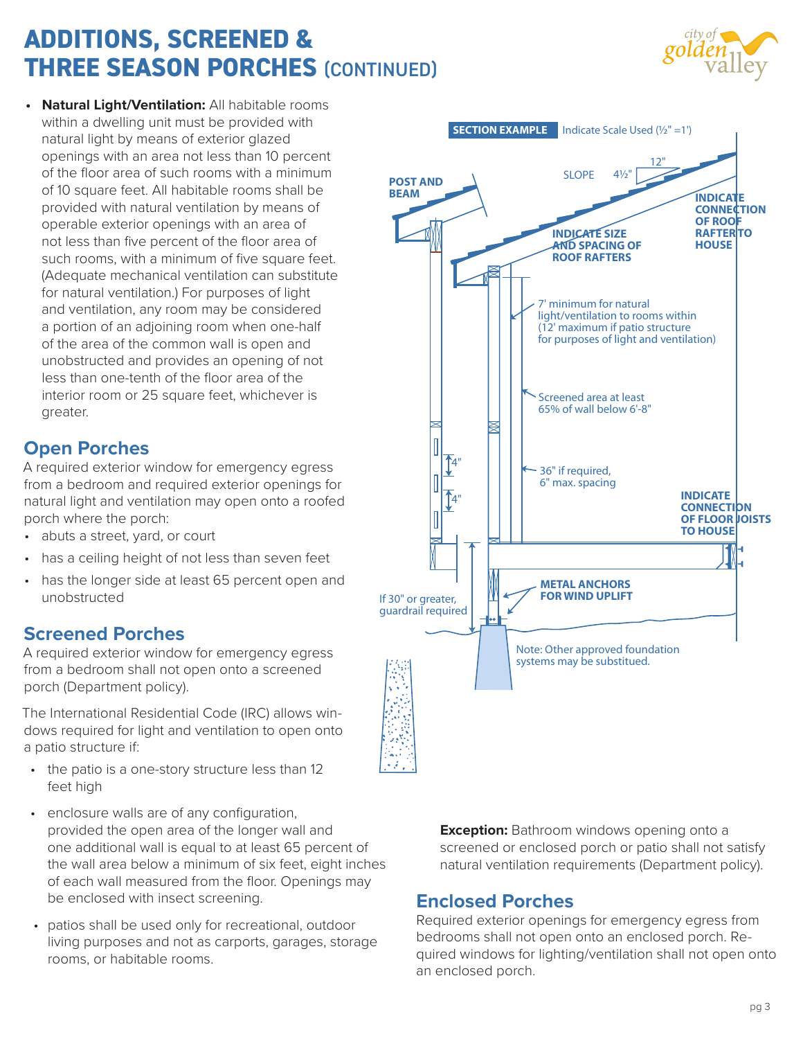# ADDITIONS, SCREENED & THREE SEASON PORCHES (CONTINUED)

- **Natural Light/Ventilation:** All habitable rooms within a dwelling unit must be provided with natural light by means of exterior glazed openings with an area not less than 10 percent of the floor area of such rooms with a minimum of 10 square feet. All habitable rooms shall be provided with natural ventilation by means of operable exterior openings with an area of not less than five percent of the floor area of such rooms, with a minimum of five square feet. (Adequate mechanical ventilation can substitute for natural ventilation.) For purposes of light and ventilation, any room may be considered a portion of an adjoining room when one-half of the area of the common wall is open and unobstructed and provides an opening of not less than one-tenth of the floor area of the interior room or 25 square feet, whichever is greater.

## Open Porches

A required exterior window for emergency egress from a bedroom and required exterior openings for natural light and ventilation may open onto a roofed porch where the porch:

- abuts a street, yard, or court
- has a ceiling height of not less than seven feet
- has the longer side at least 65 percent open and unobstructed

## Screened Porches

A required exterior window for emergency egress from a bedroom shall not open onto a screened porch (Department policy).

The International Residential Code (IRC) allows windows required for light and ventilation to open onto a patio structure if:

- the patio is a one-story structure less than 12 feet high
- enclosure walls are of any configuration, provided the open area of the longer wall and one additional wall is equal to at least 65 percent of the wall area below a minimum of six feet, eight inches of each wall measured from the floor. Openings may be enclosed with insect screening.
- patios shall be used only for recreational, outdoor living purposes and not as carports, garages, storage rooms, or habitable rooms.

**SECTION EXAMPLE** Indicate Scale Used (½" =1')

POST AND BEAM

SLOPE 4½" 12"

INDICATE SIZE AND SPACING OF ROOF RAFTERS

INDICATE CONNECTION OF ROOF RAFTER TO HOUSE

7' minimum for natural light/ventilation to rooms within (12' maximum if patio structure for purposes of light and ventilation)

Screened area at least 65% of wall below 6'-8"

4" 4"

36" if required, 6" max. spacing

INDICATE CONNECTION OF FLOOR JOISTS TO HOUSE

METAL ANCHORS FOR WIND UPLIFT

If 30" or greater, guardrail required

Note: Other approved foundation systems may be substituted.

**Exception:** Bathroom windows opening onto a screened or enclosed porch or patio shall not satisfy natural ventilation requirements (Department policy).

## Enclosed Porches

Required exterior openings for emergency egress from bedrooms shall not open onto an enclosed porch. Required windows for lighting/ventilation shall not open onto an enclosed porch.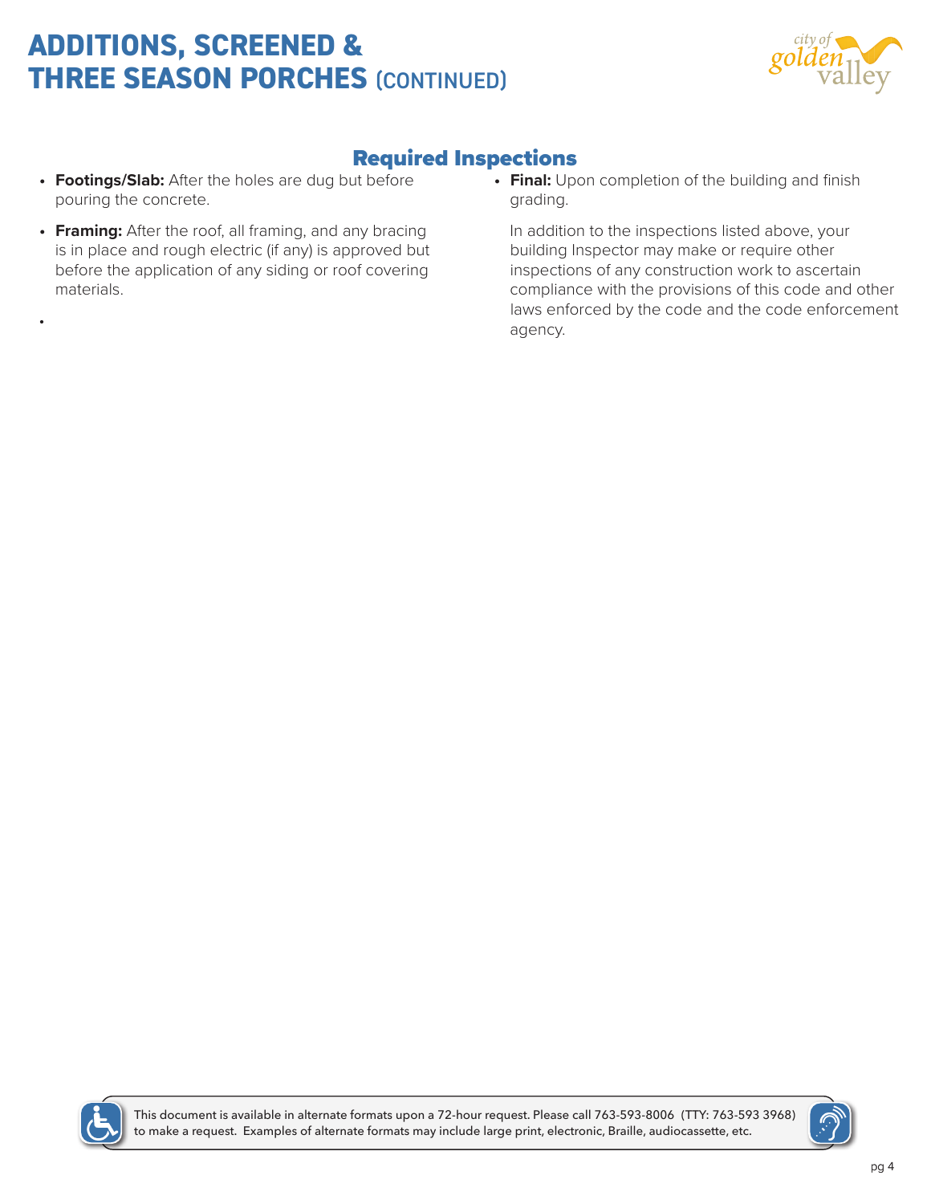# ADDITIONS, SCREENED & THREE SEASON PORCHES (CONTINUED)

## Required Inspections

- **Footings/Slab:** After the holes are dug but before pouring the concrete.
- **Framing:** After the roof, all framing, and any bracing is in place and rough electric (if any) is approved but before the application of any siding or roof covering materials.
- **Final:** Upon completion of the building and finish grading.

In addition to the inspections listed above, your building Inspector may make or require other inspections of any construction work to ascertain compliance with the provisions of this code and other laws enforced by the code and the code enforcement agency.

This document is available in alternate formats upon a 72-hour request. Please call 763-593-8006 (TTY: 763-593 3968) to make a request. Examples of alternate formats may include large print, electronic, Braille, audiocassette, etc.